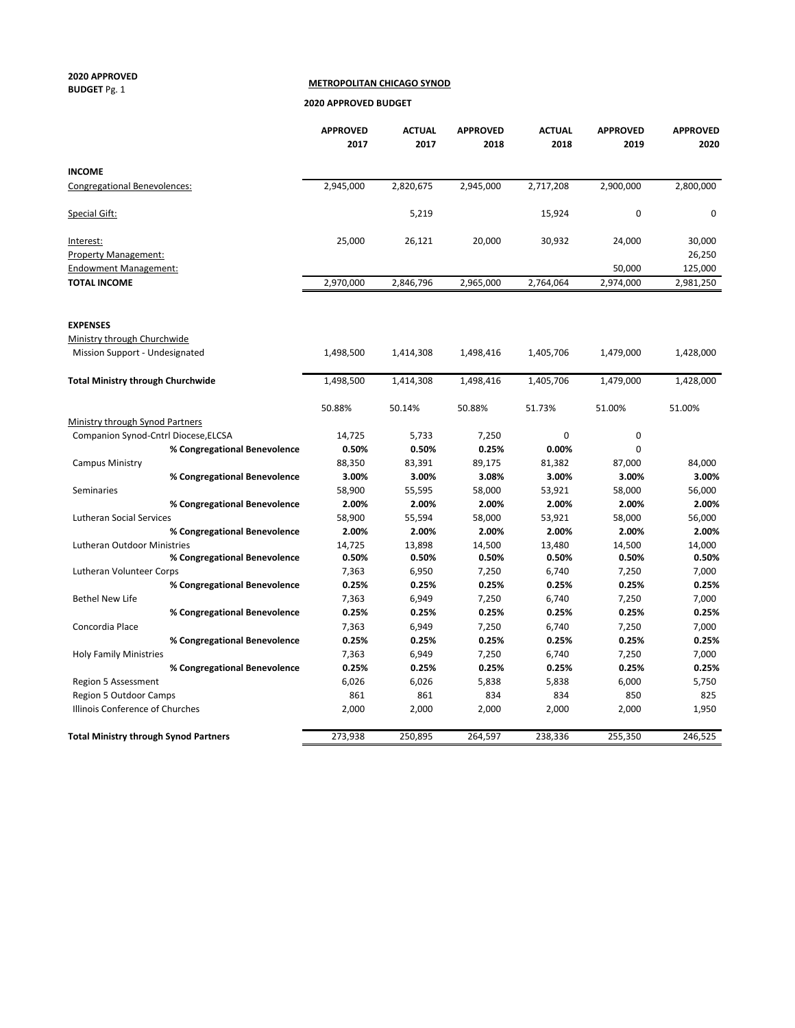**2020 APPROVED BUDGET** Pg. 1

## METROPOLITAN CHICAGO SYNOD

### 2020 APPROVED BUDGET

| | APPROVED 2017 | ACTUAL 2017 | APPROVED 2018 | ACTUAL 2018 | APPROVED 2019 | APPROVED 2020 |
|---|---|---|---|---|---|---|
| **INCOME** | | | | | | |
| Congregational Benevolences: | 2,945,000 | 2,820,675 | 2,945,000 | 2,717,208 | 2,900,000 | 2,800,000 |
| Special Gift: | | 5,219 | | 15,924 | 0 | 0 |
| Interest: | 25,000 | 26,121 | 20,000 | 30,932 | 24,000 | 30,000 |
| Property Management: | | | | | | 26,250 |
| Endowment Management: | | | | | 50,000 | 125,000 |
| **TOTAL INCOME** | 2,970,000 | 2,846,796 | 2,965,000 | 2,764,064 | 2,974,000 | 2,981,250 |
| | | | | | | |
| **EXPENSES** | | | | | | |
| Ministry through Churchwide | | | | | | |
| Mission Support - Undesignated | 1,498,500 | 1,414,308 | 1,498,416 | 1,405,706 | 1,479,000 | 1,428,000 |
| **Total Ministry through Churchwide** | 1,498,500 | 1,414,308 | 1,498,416 | 1,405,706 | 1,479,000 | 1,428,000 |
| | 50.88% | 50.14% | 50.88% | 51.73% | 51.00% | 51.00% |
| Ministry through Synod Partners | | | | | | |
| Companion Synod-Cntrl Diocese,ELCSA | 14,725 | 5,733 | 7,250 | 0 | 0 | |
| **% Congregational Benevolence** | **0.50%** | **0.50%** | **0.25%** | **0.00%** | 0 | |
| Campus Ministry | 88,350 | 83,391 | 89,175 | 81,382 | 87,000 | 84,000 |
| **% Congregational Benevolence** | **3.00%** | **3.00%** | **3.08%** | **3.00%** | **3.00%** | **3.00%** |
| Seminaries | 58,900 | 55,595 | 58,000 | 53,921 | 58,000 | 56,000 |
| **% Congregational Benevolence** | **2.00%** | **2.00%** | **2.00%** | **2.00%** | **2.00%** | **2.00%** |
| Lutheran Social Services | 58,900 | 55,594 | 58,000 | 53,921 | 58,000 | 56,000 |
| **% Congregational Benevolence** | **2.00%** | **2.00%** | **2.00%** | **2.00%** | **2.00%** | **2.00%** |
| Lutheran Outdoor Ministries | 14,725 | 13,898 | 14,500 | 13,480 | 14,500 | 14,000 |
| **% Congregational Benevolence** | **0.50%** | **0.50%** | **0.50%** | **0.50%** | **0.50%** | **0.50%** |
| Lutheran Volunteer Corps | 7,363 | 6,950 | 7,250 | 6,740 | 7,250 | 7,000 |
| **% Congregational Benevolence** | **0.25%** | **0.25%** | **0.25%** | **0.25%** | **0.25%** | **0.25%** |
| Bethel New Life | 7,363 | 6,949 | 7,250 | 6,740 | 7,250 | 7,000 |
| **% Congregational Benevolence** | **0.25%** | **0.25%** | **0.25%** | **0.25%** | **0.25%** | **0.25%** |
| Concordia Place | 7,363 | 6,949 | 7,250 | 6,740 | 7,250 | 7,000 |
| **% Congregational Benevolence** | **0.25%** | **0.25%** | **0.25%** | **0.25%** | **0.25%** | **0.25%** |
| Holy Family Ministries | 7,363 | 6,949 | 7,250 | 6,740 | 7,250 | 7,000 |
| **% Congregational Benevolence** | **0.25%** | **0.25%** | **0.25%** | **0.25%** | **0.25%** | **0.25%** |
| Region 5 Assessment | 6,026 | 6,026 | 5,838 | 5,838 | 6,000 | 5,750 |
| Region 5 Outdoor Camps | 861 | 861 | 834 | 834 | 850 | 825 |
| Illinois Conference of Churches | 2,000 | 2,000 | 2,000 | 2,000 | 2,000 | 1,950 |
| **Total Ministry through Synod Partners** | 273,938 | 250,895 | 264,597 | 238,336 | 255,350 | 246,525 |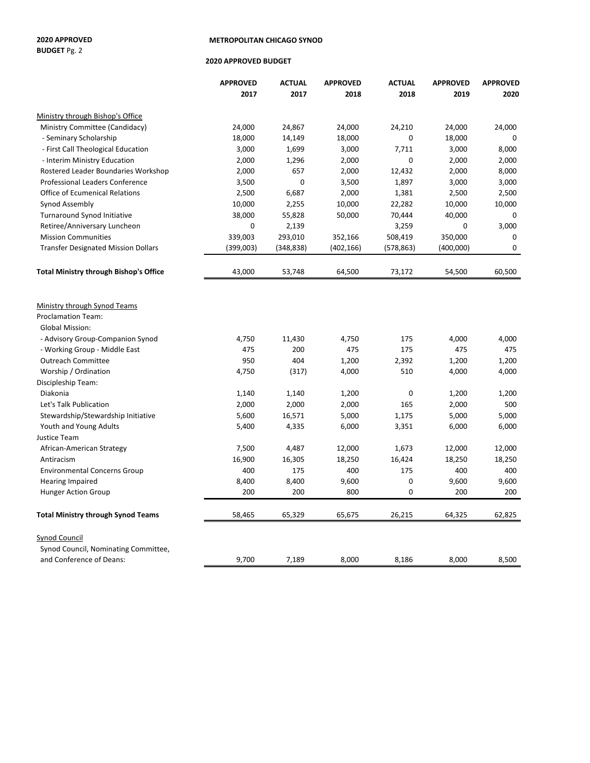**2020 APPROVED BUDGET** Pg. 2

## METROPOLITAN CHICAGO SYNOD

### 2020 APPROVED BUDGET

| | APPROVED 2017 | ACTUAL 2017 | APPROVED 2018 | ACTUAL 2018 | APPROVED 2019 | APPROVED 2020 |
|---|---|---|---|---|---|---|
| Ministry through Bishop's Office | | | | | | |
| Ministry Committee (Candidacy) | 24,000 | 24,867 | 24,000 | 24,210 | 24,000 | 24,000 |
| - Seminary Scholarship | 18,000 | 14,149 | 18,000 | 0 | 18,000 | 0 |
| - First Call Theological Education | 3,000 | 1,699 | 3,000 | 7,711 | 3,000 | 8,000 |
| - Interim Ministry Education | 2,000 | 1,296 | 2,000 | 0 | 2,000 | 2,000 |
| Rostered Leader Boundaries Workshop | 2,000 | 657 | 2,000 | 12,432 | 2,000 | 8,000 |
| Professional Leaders Conference | 3,500 | 0 | 3,500 | 1,897 | 3,000 | 3,000 |
| Office of Ecumenical Relations | 2,500 | 6,687 | 2,000 | 1,381 | 2,500 | 2,500 |
| Synod Assembly | 10,000 | 2,255 | 10,000 | 22,282 | 10,000 | 10,000 |
| Turnaround Synod Initiative | 38,000 | 55,828 | 50,000 | 70,444 | 40,000 | 0 |
| Retiree/Anniversary Luncheon | 0 | 2,139 | | 3,259 | 0 | 3,000 |
| Mission Communities | 339,003 | 293,010 | 352,166 | 508,419 | 350,000 | 0 |
| Transfer Designated Mission Dollars | (399,003) | (348,838) | (402,166) | (578,863) | (400,000) | 0 |
| **Total Ministry through Bishop's Office** | 43,000 | 53,748 | 64,500 | 73,172 | 54,500 | 60,500 |
| Ministry through Synod Teams | | | | | | |
| Proclamation Team: | | | | | | |
| Global Mission: | | | | | | |
| - Advisory Group-Companion Synod | 4,750 | 11,430 | 4,750 | 175 | 4,000 | 4,000 |
| - Working Group - Middle East | 475 | 200 | 475 | 175 | 475 | 475 |
| Outreach Committee | 950 | 404 | 1,200 | 2,392 | 1,200 | 1,200 |
| Worship / Ordination | 4,750 | (317) | 4,000 | 510 | 4,000 | 4,000 |
| Discipleship Team: | | | | | | |
| Diakonia | 1,140 | 1,140 | 1,200 | 0 | 1,200 | 1,200 |
| Let's Talk Publication | 2,000 | 2,000 | 2,000 | 165 | 2,000 | 500 |
| Stewardship/Stewardship Initiative | 5,600 | 16,571 | 5,000 | 1,175 | 5,000 | 5,000 |
| Youth and Young Adults | 5,400 | 4,335 | 6,000 | 3,351 | 6,000 | 6,000 |
| Justice Team | | | | | | |
| African-American Strategy | 7,500 | 4,487 | 12,000 | 1,673 | 12,000 | 12,000 |
| Antiracism | 16,900 | 16,305 | 18,250 | 16,424 | 18,250 | 18,250 |
| Environmental Concerns Group | 400 | 175 | 400 | 175 | 400 | 400 |
| Hearing Impaired | 8,400 | 8,400 | 9,600 | 0 | 9,600 | 9,600 |
| Hunger Action Group | 200 | 200 | 800 | 0 | 200 | 200 |
| **Total Ministry through Synod Teams** | 58,465 | 65,329 | 65,675 | 26,215 | 64,325 | 62,825 |
| Synod Council | | | | | | |
| Synod Council, Nominating Committee, and Conference of Deans: | 9,700 | 7,189 | 8,000 | 8,186 | 8,000 | 8,500 |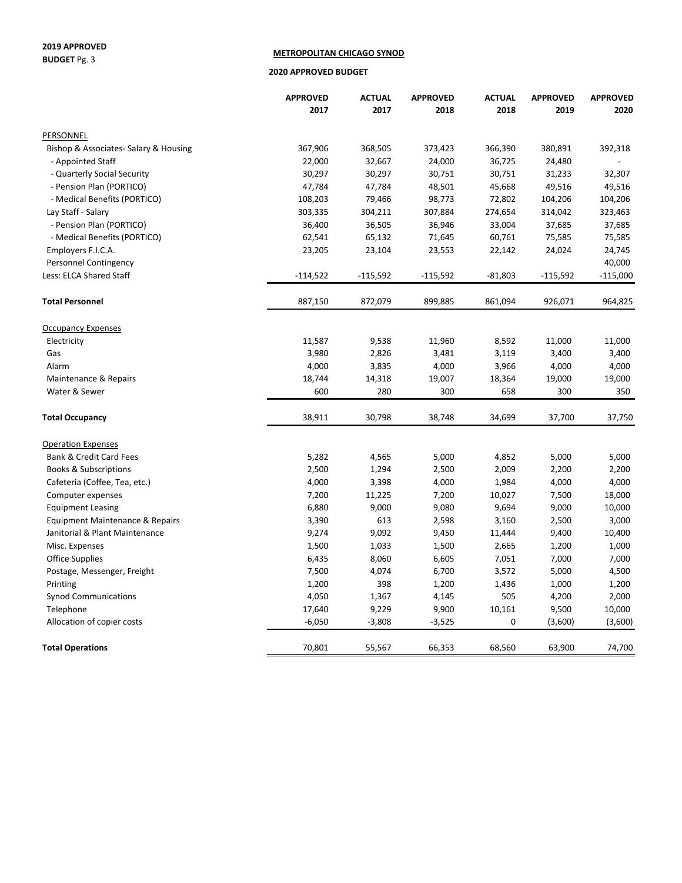**2019 APPROVED**
**BUDGET** Pg. 3

**METROPOLITAN CHICAGO SYNOD**

**2020 APPROVED BUDGET**

| | **APPROVED 2017** | **ACTUAL 2017** | **APPROVED 2018** | **ACTUAL 2018** | **APPROVED 2019** | **APPROVED 2020** |
|---|---|---|---|---|---|---|
| PERSONNEL | | | | | | |
| Bishop & Associates- Salary & Housing | 367,906 | 368,505 | 373,423 | 366,390 | 380,891 | 392,318 |
| - Appointed Staff | 22,000 | 32,667 | 24,000 | 36,725 | 24,480 | - |
| - Quarterly Social Security | 30,297 | 30,297 | 30,751 | 30,751 | 31,233 | 32,307 |
| - Pension Plan (PORTICO) | 47,784 | 47,784 | 48,501 | 45,668 | 49,516 | 49,516 |
| - Medical Benefits (PORTICO) | 108,203 | 79,466 | 98,773 | 72,802 | 104,206 | 104,206 |
| Lay Staff - Salary | 303,335 | 304,211 | 307,884 | 274,654 | 314,042 | 323,463 |
| - Pension Plan (PORTICO) | 36,400 | 36,505 | 36,946 | 33,004 | 37,685 | 37,685 |
| - Medical Benefits (PORTICO) | 62,541 | 65,132 | 71,645 | 60,761 | 75,585 | 75,585 |
| Employers F.I.C.A. | 23,205 | 23,104 | 23,553 | 22,142 | 24,024 | 24,745 |
| Personnel Contingency | | | | | | 40,000 |
| Less: ELCA Shared Staff | -114,522 | -115,592 | -115,592 | -81,803 | -115,592 | -115,000 |
| **Total Personnel** | 887,150 | 872,079 | 899,885 | 861,094 | 926,071 | 964,825 |
| Occupancy Expenses | | | | | | |
| Electricity | 11,587 | 9,538 | 11,960 | 8,592 | 11,000 | 11,000 |
| Gas | 3,980 | 2,826 | 3,481 | 3,119 | 3,400 | 3,400 |
| Alarm | 4,000 | 3,835 | 4,000 | 3,966 | 4,000 | 4,000 |
| Maintenance & Repairs | 18,744 | 14,318 | 19,007 | 18,364 | 19,000 | 19,000 |
| Water & Sewer | 600 | 280 | 300 | 658 | 300 | 350 |
| **Total Occupancy** | 38,911 | 30,798 | 38,748 | 34,699 | 37,700 | 37,750 |
| Operation Expenses | | | | | | |
| Bank & Credit Card Fees | 5,282 | 4,565 | 5,000 | 4,852 | 5,000 | 5,000 |
| Books & Subscriptions | 2,500 | 1,294 | 2,500 | 2,009 | 2,200 | 2,200 |
| Cafeteria (Coffee, Tea, etc.) | 4,000 | 3,398 | 4,000 | 1,984 | 4,000 | 4,000 |
| Computer expenses | 7,200 | 11,225 | 7,200 | 10,027 | 7,500 | 18,000 |
| Equipment Leasing | 6,880 | 9,000 | 9,080 | 9,694 | 9,000 | 10,000 |
| Equipment Maintenance & Repairs | 3,390 | 613 | 2,598 | 3,160 | 2,500 | 3,000 |
| Janitorial & Plant Maintenance | 9,274 | 9,092 | 9,450 | 11,444 | 9,400 | 10,400 |
| Misc. Expenses | 1,500 | 1,033 | 1,500 | 2,665 | 1,200 | 1,000 |
| Office Supplies | 6,435 | 8,060 | 6,605 | 7,051 | 7,000 | 7,000 |
| Postage, Messenger, Freight | 7,500 | 4,074 | 6,700 | 3,572 | 5,000 | 4,500 |
| Printing | 1,200 | 398 | 1,200 | 1,436 | 1,000 | 1,200 |
| Synod Communications | 4,050 | 1,367 | 4,145 | 505 | 4,200 | 2,000 |
| Telephone | 17,640 | 9,229 | 9,900 | 10,161 | 9,500 | 10,000 |
| Allocation of copier costs | -6,050 | -3,808 | -3,525 | 0 | (3,600) | (3,600) |
| **Total Operations** | 70,801 | 55,567 | 66,353 | 68,560 | 63,900 | 74,700 |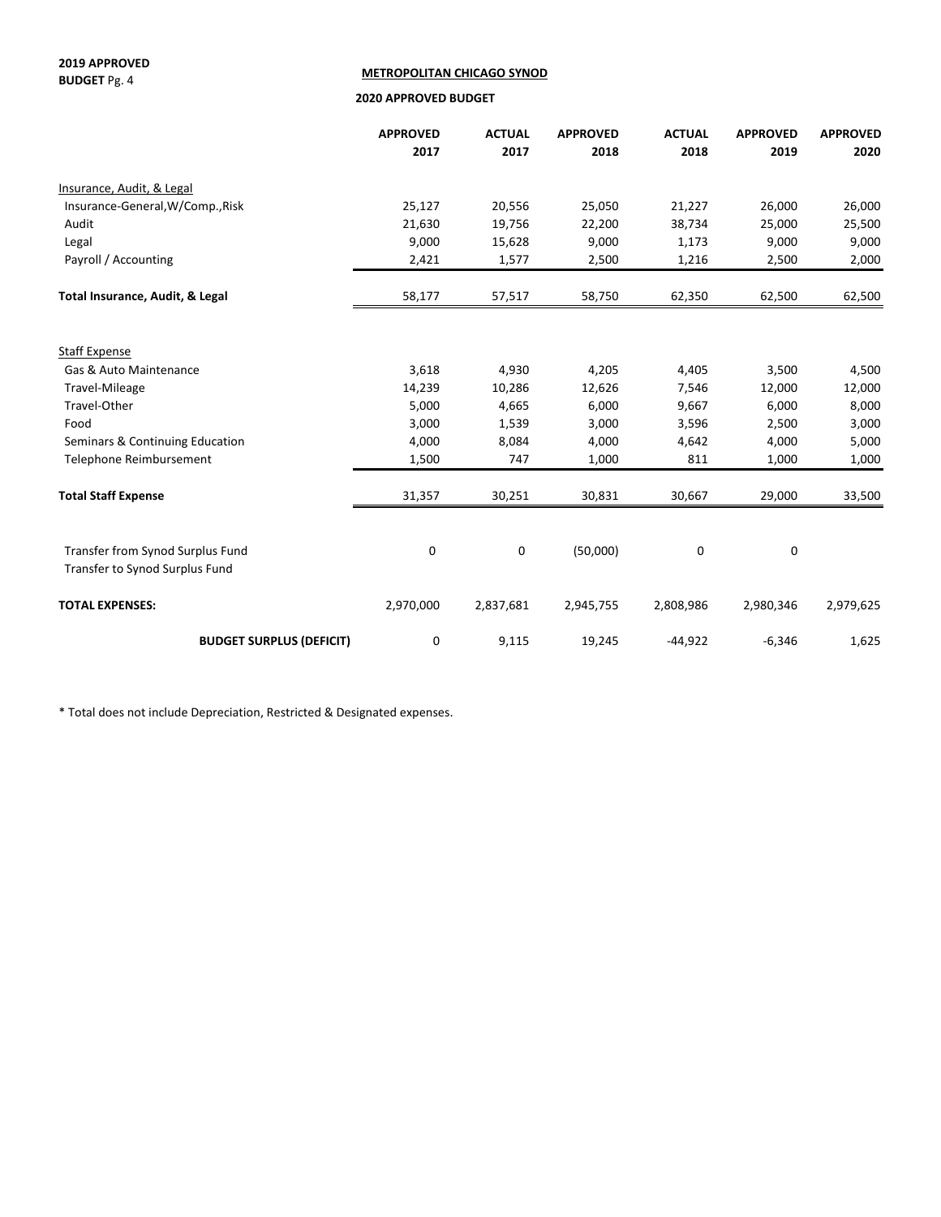**2019 APPROVED BUDGET** Pg. 4

**METROPOLITAN CHICAGO SYNOD**

**2020 APPROVED BUDGET**

| | APPROVED 2017 | ACTUAL 2017 | APPROVED 2018 | ACTUAL 2018 | APPROVED 2019 | APPROVED 2020 |
|---|---|---|---|---|---|---|
| Insurance, Audit, & Legal | | | | | | |
| Insurance-General,W/Comp.,Risk | 25,127 | 20,556 | 25,050 | 21,227 | 26,000 | 26,000 |
| Audit | 21,630 | 19,756 | 22,200 | 38,734 | 25,000 | 25,500 |
| Legal | 9,000 | 15,628 | 9,000 | 1,173 | 9,000 | 9,000 |
| Payroll / Accounting | 2,421 | 1,577 | 2,500 | 1,216 | 2,500 | 2,000 |
| **Total Insurance, Audit, & Legal** | 58,177 | 57,517 | 58,750 | 62,350 | 62,500 | 62,500 |
| Staff Expense | | | | | | |
| Gas & Auto Maintenance | 3,618 | 4,930 | 4,205 | 4,405 | 3,500 | 4,500 |
| Travel-Mileage | 14,239 | 10,286 | 12,626 | 7,546 | 12,000 | 12,000 |
| Travel-Other | 5,000 | 4,665 | 6,000 | 9,667 | 6,000 | 8,000 |
| Food | 3,000 | 1,539 | 3,000 | 3,596 | 2,500 | 3,000 |
| Seminars & Continuing Education | 4,000 | 8,084 | 4,000 | 4,642 | 4,000 | 5,000 |
| Telephone Reimbursement | 1,500 | 747 | 1,000 | 811 | 1,000 | 1,000 |
| **Total Staff Expense** | 31,357 | 30,251 | 30,831 | 30,667 | 29,000 | 33,500 |
| Transfer from Synod Surplus Fund | 0 | 0 | (50,000) | 0 | 0 | |
| Transfer to Synod Surplus Fund | | | | | | |
| **TOTAL EXPENSES:** | 2,970,000 | 2,837,681 | 2,945,755 | 2,808,986 | 2,980,346 | 2,979,625 |
| **BUDGET SURPLUS (DEFICIT)** | 0 | 9,115 | 19,245 | -44,922 | -6,346 | 1,625 |

* Total does not include Depreciation, Restricted & Designated expenses.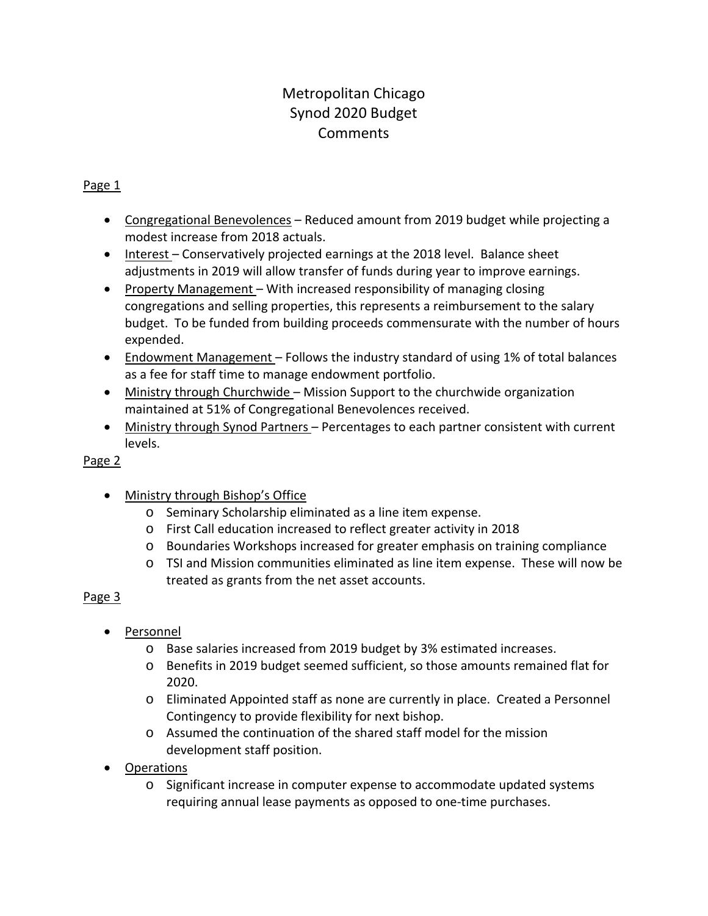# Metropolitan Chicago Synod 2020 Budget Comments

Page 1

- Congregational Benevolences – Reduced amount from 2019 budget while projecting a modest increase from 2018 actuals.
- Interest – Conservatively projected earnings at the 2018 level. Balance sheet adjustments in 2019 will allow transfer of funds during year to improve earnings.
- Property Management – With increased responsibility of managing closing congregations and selling properties, this represents a reimbursement to the salary budget. To be funded from building proceeds commensurate with the number of hours expended.
- Endowment Management – Follows the industry standard of using 1% of total balances as a fee for staff time to manage endowment portfolio.
- Ministry through Churchwide – Mission Support to the churchwide organization maintained at 51% of Congregational Benevolences received.
- Ministry through Synod Partners – Percentages to each partner consistent with current levels.

Page 2

- Ministry through Bishop's Office
  - Seminary Scholarship eliminated as a line item expense.
  - First Call education increased to reflect greater activity in 2018
  - Boundaries Workshops increased for greater emphasis on training compliance
  - TSI and Mission communities eliminated as line item expense. These will now be treated as grants from the net asset accounts.

Page 3

- Personnel
  - Base salaries increased from 2019 budget by 3% estimated increases.
  - Benefits in 2019 budget seemed sufficient, so those amounts remained flat for 2020.
  - Eliminated Appointed staff as none are currently in place. Created a Personnel Contingency to provide flexibility for next bishop.
  - Assumed the continuation of the shared staff model for the mission development staff position.
- Operations
  - Significant increase in computer expense to accommodate updated systems requiring annual lease payments as opposed to one-time purchases.